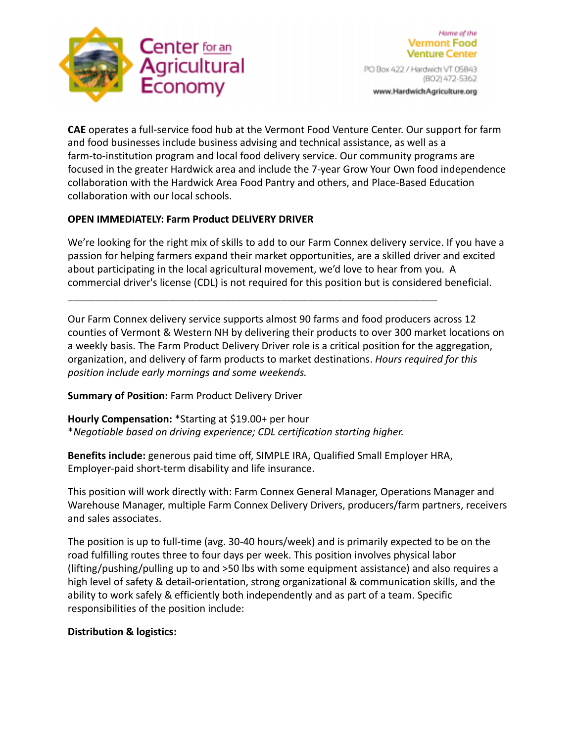# Center for an Agricultural Economy

Home of the Vermont Food Venture Center

PO Box 422 / Hardwick VT 05843
(802) 472-5362
www.HardwickAgriculture.org

**CAE** operates a full-service food hub at the Vermont Food Venture Center. Our support for farm and food businesses include business advising and technical assistance, as well as a farm-to-institution program and local food delivery service. Our community programs are focused in the greater Hardwick area and include the 7-year Grow Your Own food independence collaboration with the Hardwick Area Food Pantry and others, and Place-Based Education collaboration with our local schools.

**OPEN IMMEDIATELY: Farm Product DELIVERY DRIVER**

We're looking for the right mix of skills to add to our Farm Connex delivery service. If you have a passion for helping farmers expand their market opportunities, are a skilled driver and excited about participating in the local agricultural movement, we'd love to hear from you. A commercial driver's license (CDL) is not required for this position but is considered beneficial.

---

Our Farm Connex delivery service supports almost 90 farms and food producers across 12 counties of Vermont & Western NH by delivering their products to over 300 market locations on a weekly basis. The Farm Product Delivery Driver role is a critical position for the aggregation, organization, and delivery of farm products to market destinations. *Hours required for this position include early mornings and some weekends.*

**Summary of Position:** Farm Product Delivery Driver

**Hourly Compensation:** *Starting at $19.00+ per hour
**Negotiable based on driving experience; CDL certification starting higher.*

**Benefits include:** generous paid time off, SIMPLE IRA, Qualified Small Employer HRA, Employer-paid short-term disability and life insurance.

This position will work directly with: Farm Connex General Manager, Operations Manager and Warehouse Manager, multiple Farm Connex Delivery Drivers, producers/farm partners, receivers and sales associates.

The position is up to full-time (avg. 30-40 hours/week) and is primarily expected to be on the road fulfilling routes three to four days per week. This position involves physical labor (lifting/pushing/pulling up to and >50 lbs with some equipment assistance) and also requires a high level of safety & detail-orientation, strong organizational & communication skills, and the ability to work safely & efficiently both independently and as part of a team. Specific responsibilities of the position include:

**Distribution & logistics:**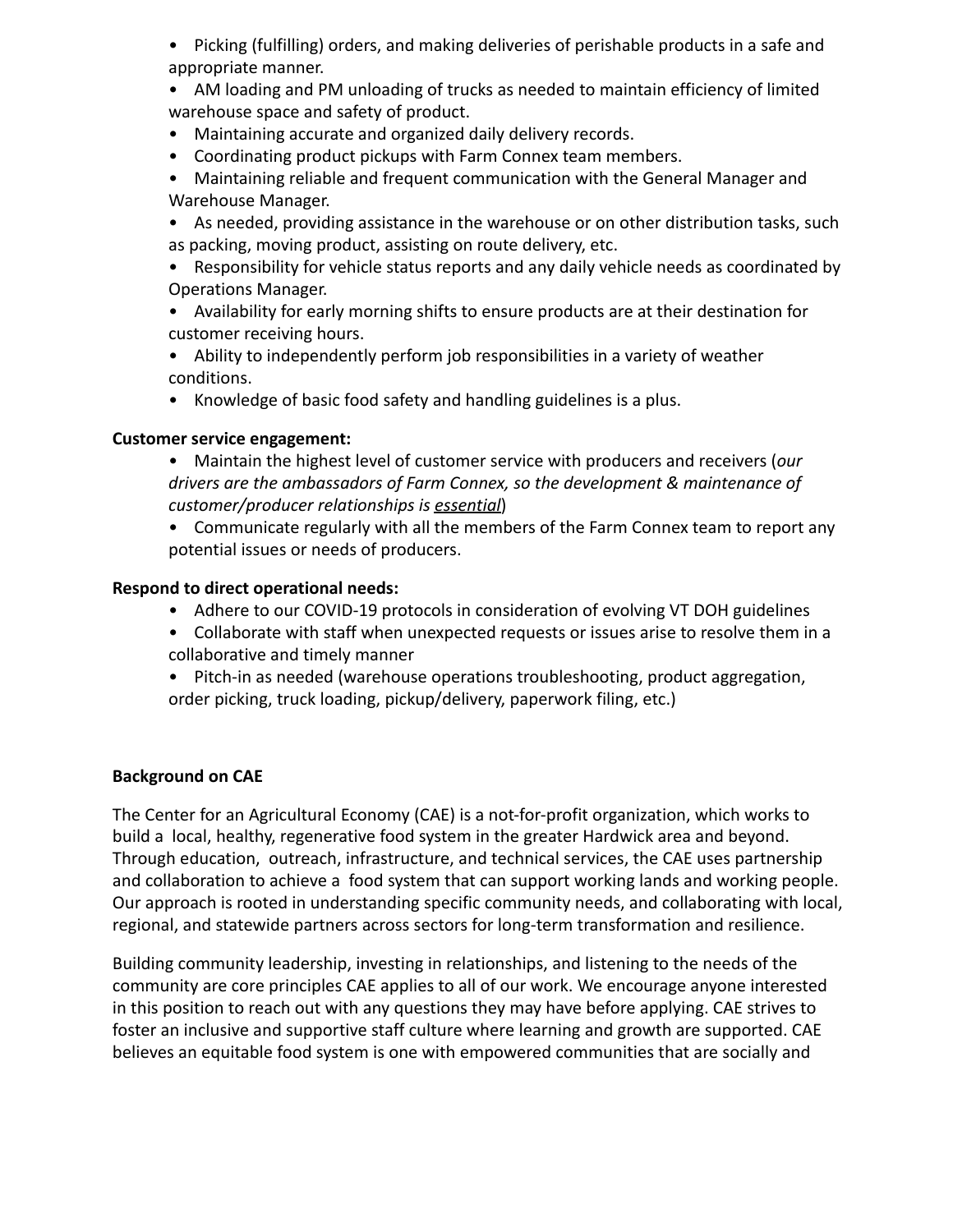- Picking (fulfilling) orders, and making deliveries of perishable products in a safe and appropriate manner.
- AM loading and PM unloading of trucks as needed to maintain efficiency of limited warehouse space and safety of product.
- Maintaining accurate and organized daily delivery records.
- Coordinating product pickups with Farm Connex team members.
- Maintaining reliable and frequent communication with the General Manager and Warehouse Manager.
- As needed, providing assistance in the warehouse or on other distribution tasks, such as packing, moving product, assisting on route delivery, etc.
- Responsibility for vehicle status reports and any daily vehicle needs as coordinated by Operations Manager.
- Availability for early morning shifts to ensure products are at their destination for customer receiving hours.
- Ability to independently perform job responsibilities in a variety of weather conditions.
- Knowledge of basic food safety and handling guidelines is a plus.

**Customer service engagement:**

- Maintain the highest level of customer service with producers and receivers (*our drivers are the ambassadors of Farm Connex, so the development & maintenance of customer/producer relationships is <u>essential</u>*)
- Communicate regularly with all the members of the Farm Connex team to report any potential issues or needs of producers.

**Respond to direct operational needs:**

- Adhere to our COVID-19 protocols in consideration of evolving VT DOH guidelines
- Collaborate with staff when unexpected requests or issues arise to resolve them in a collaborative and timely manner
- Pitch-in as needed (warehouse operations troubleshooting, product aggregation, order picking, truck loading, pickup/delivery, paperwork filing, etc.)

**Background on CAE**

The Center for an Agricultural Economy (CAE) is a not-for-profit organization, which works to build a local, healthy, regenerative food system in the greater Hardwick area and beyond. Through education, outreach, infrastructure, and technical services, the CAE uses partnership and collaboration to achieve a food system that can support working lands and working people. Our approach is rooted in understanding specific community needs, and collaborating with local, regional, and statewide partners across sectors for long-term transformation and resilience.

Building community leadership, investing in relationships, and listening to the needs of the community are core principles CAE applies to all of our work. We encourage anyone interested in this position to reach out with any questions they may have before applying. CAE strives to foster an inclusive and supportive staff culture where learning and growth are supported. CAE believes an equitable food system is one with empowered communities that are socially and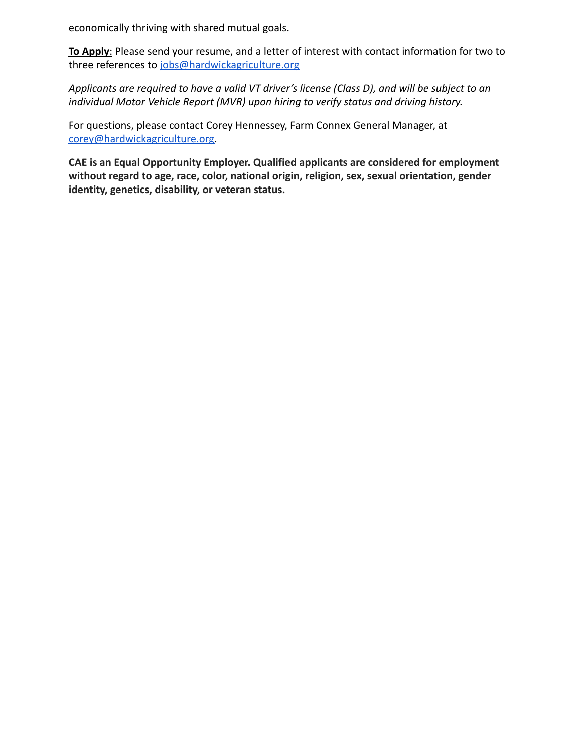economically thriving with shared mutual goals.

**To Apply**: Please send your resume, and a letter of interest with contact information for two to three references to jobs@hardwickagriculture.org

*Applicants are required to have a valid VT driver's license (Class D), and will be subject to an individual Motor Vehicle Report (MVR) upon hiring to verify status and driving history.*

For questions, please contact Corey Hennessey, Farm Connex General Manager, at corey@hardwickagriculture.org.

**CAE is an Equal Opportunity Employer. Qualified applicants are considered for employment without regard to age, race, color, national origin, religion, sex, sexual orientation, gender identity, genetics, disability, or veteran status.**